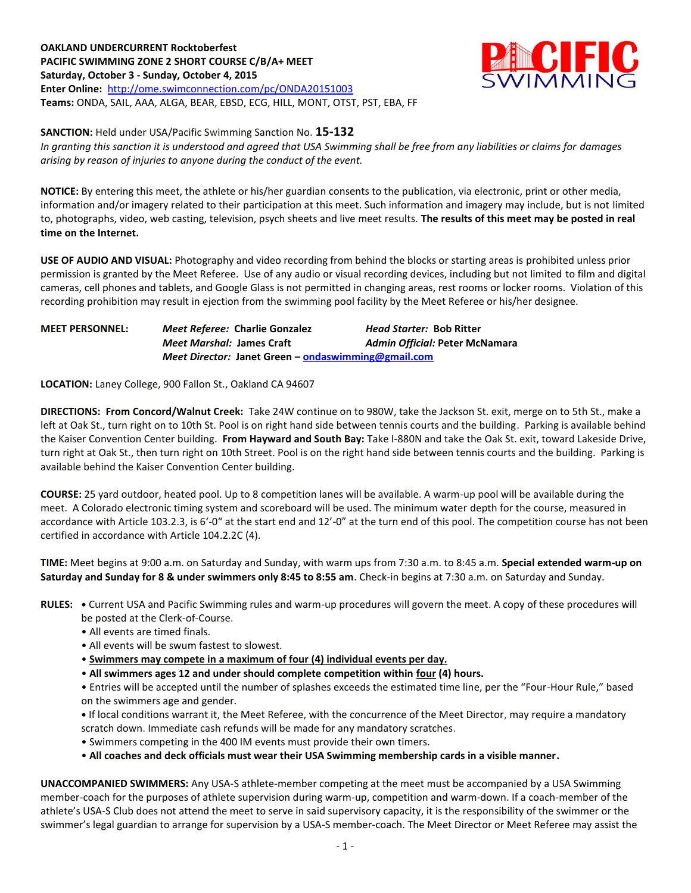**OAKLAND UNDERCURRENT Rocktoberfest**
**PACIFIC SWIMMING ZONE 2 SHORT COURSE C/B/A+ MEET**
**Saturday, October 3 - Sunday, October 4, 2015**
**Enter Online:** http://ome.swimconnection.com/pc/ONDA20151003
**Teams:** ONDA, SAIL, AAA, ALGA, BEAR, EBSD, ECG, HILL, MONT, OTST, PST, EBA, FF

**SANCTION:** Held under USA/Pacific Swimming Sanction No. **15-132**
*In granting this sanction it is understood and agreed that USA Swimming shall be free from any liabilities or claims for damages arising by reason of injuries to anyone during the conduct of the event.*

**NOTICE:** By entering this meet, the athlete or his/her guardian consents to the publication, via electronic, print or other media, information and/or imagery related to their participation at this meet. Such information and imagery may include, but is not limited to, photographs, video, web casting, television, psych sheets and live meet results. **The results of this meet may be posted in real time on the Internet.**

**USE OF AUDIO AND VISUAL:** Photography and video recording from behind the blocks or starting areas is prohibited unless prior permission is granted by the Meet Referee. Use of any audio or visual recording devices, including but not limited to film and digital cameras, cell phones and tablets, and Google Glass is not permitted in changing areas, rest rooms or locker rooms. Violation of this recording prohibition may result in ejection from the swimming pool facility by the Meet Referee or his/her designee.

**MEET PERSONNEL:**
*Meet Referee:* **Charlie Gonzalez**
*Head Starter:* **Bob Ritter**
*Meet Marshal:* **James Craft**
*Admin Official:* **Peter McNamara**
*Meet Director:* **Janet Green – ondaswimming@gmail.com**

**LOCATION:** Laney College, 900 Fallon St., Oakland CA 94607

**DIRECTIONS: From Concord/Walnut Creek:** Take 24W continue on to 980W, take the Jackson St. exit, merge on to 5th St., make a left at Oak St., turn right on to 10th St. Pool is on right hand side between tennis courts and the building. Parking is available behind the Kaiser Convention Center building. **From Hayward and South Bay:** Take I-880N and take the Oak St. exit, toward Lakeside Drive, turn right at Oak St., then turn right on 10th Street. Pool is on the right hand side between tennis courts and the building. Parking is available behind the Kaiser Convention Center building.

**COURSE:** 25 yard outdoor, heated pool. Up to 8 competition lanes will be available. A warm-up pool will be available during the meet. A Colorado electronic timing system and scoreboard will be used. The minimum water depth for the course, measured in accordance with Article 103.2.3, is 6'-0" at the start end and 12'-0" at the turn end of this pool. The competition course has not been certified in accordance with Article 104.2.2C (4).

**TIME:** Meet begins at 9:00 a.m. on Saturday and Sunday, with warm ups from 7:30 a.m. to 8:45 a.m. **Special extended warm-up on Saturday and Sunday for 8 & under swimmers only 8:45 to 8:55 am**. Check-in begins at 7:30 a.m. on Saturday and Sunday.

**RULES:**
- Current USA and Pacific Swimming rules and warm-up procedures will govern the meet. A copy of these procedures will be posted at the Clerk-of-Course.
- All events are timed finals.
- All events will be swum fastest to slowest.
- **Swimmers may compete in a maximum of four (4) individual events per day.**
- **All swimmers ages 12 and under should complete competition within four (4) hours.**
- Entries will be accepted until the number of splashes exceeds the estimated time line, per the "Four-Hour Rule," based on the swimmers age and gender.
- If local conditions warrant it, the Meet Referee, with the concurrence of the Meet Director, may require a mandatory scratch down. Immediate cash refunds will be made for any mandatory scratches.
- Swimmers competing in the 400 IM events must provide their own timers.
- **All coaches and deck officials must wear their USA Swimming membership cards in a visible manner.**

**UNACCOMPANIED SWIMMERS:** Any USA-S athlete-member competing at the meet must be accompanied by a USA Swimming member-coach for the purposes of athlete supervision during warm-up, competition and warm-down. If a coach-member of the athlete's USA-S Club does not attend the meet to serve in said supervisory capacity, it is the responsibility of the swimmer or the swimmer's legal guardian to arrange for supervision by a USA-S member-coach. The Meet Director or Meet Referee may assist the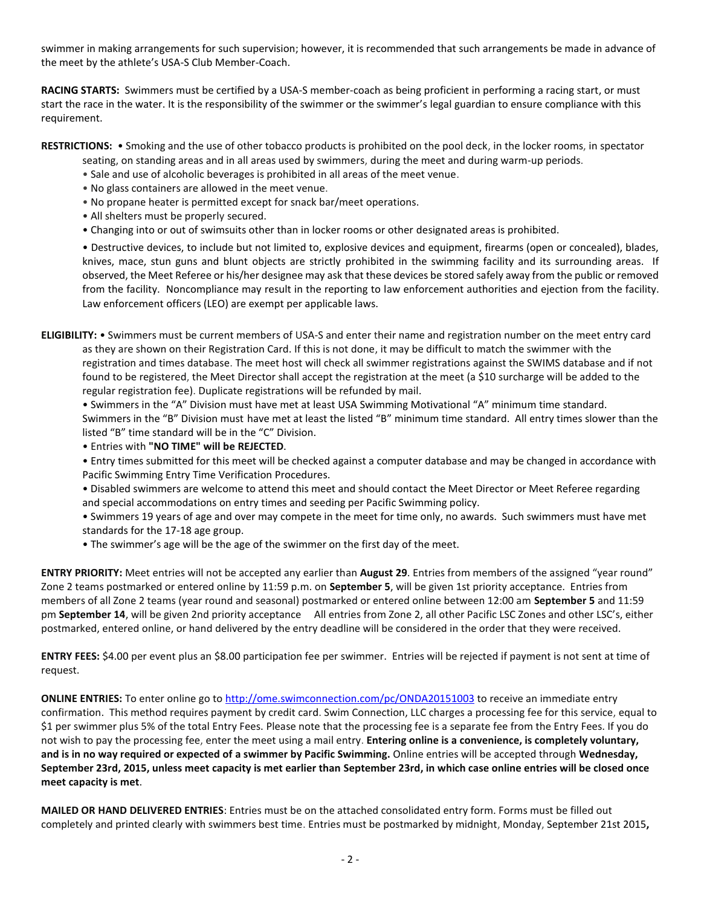swimmer in making arrangements for such supervision; however, it is recommended that such arrangements be made in advance of the meet by the athlete's USA-S Club Member-Coach.

**RACING STARTS:** Swimmers must be certified by a USA-S member-coach as being proficient in performing a racing start, or must start the race in the water. It is the responsibility of the swimmer or the swimmer's legal guardian to ensure compliance with this requirement.

**RESTRICTIONS:** • Smoking and the use of other tobacco products is prohibited on the pool deck, in the locker rooms, in spectator seating, on standing areas and in all areas used by swimmers, during the meet and during warm-up periods.

- Sale and use of alcoholic beverages is prohibited in all areas of the meet venue.
- No glass containers are allowed in the meet venue.
- No propane heater is permitted except for snack bar/meet operations.
- All shelters must be properly secured.
- Changing into or out of swimsuits other than in locker rooms or other designated areas is prohibited.
- Destructive devices, to include but not limited to, explosive devices and equipment, firearms (open or concealed), blades, knives, mace, stun guns and blunt objects are strictly prohibited in the swimming facility and its surrounding areas. If observed, the Meet Referee or his/her designee may ask that these devices be stored safely away from the public or removed from the facility. Noncompliance may result in the reporting to law enforcement authorities and ejection from the facility. Law enforcement officers (LEO) are exempt per applicable laws.

**ELIGIBILITY:** • Swimmers must be current members of USA-S and enter their name and registration number on the meet entry card as they are shown on their Registration Card. If this is not done, it may be difficult to match the swimmer with the registration and times database. The meet host will check all swimmer registrations against the SWIMS database and if not found to be registered, the Meet Director shall accept the registration at the meet (a $10 surcharge will be added to the regular registration fee). Duplicate registrations will be refunded by mail.

- Swimmers in the "A" Division must have met at least USA Swimming Motivational "A" minimum time standard. Swimmers in the "B" Division must have met at least the listed "B" minimum time standard. All entry times slower than the listed "B" time standard will be in the "C" Division.
- Entries with **"NO TIME" will be REJECTED**.
- Entry times submitted for this meet will be checked against a computer database and may be changed in accordance with Pacific Swimming Entry Time Verification Procedures.
- Disabled swimmers are welcome to attend this meet and should contact the Meet Director or Meet Referee regarding and special accommodations on entry times and seeding per Pacific Swimming policy.
- Swimmers 19 years of age and over may compete in the meet for time only, no awards. Such swimmers must have met standards for the 17-18 age group.
- The swimmer's age will be the age of the swimmer on the first day of the meet.

**ENTRY PRIORITY:** Meet entries will not be accepted any earlier than **August 29**. Entries from members of the assigned "year round" Zone 2 teams postmarked or entered online by 11:59 p.m. on **September 5**, will be given 1st priority acceptance. Entries from members of all Zone 2 teams (year round and seasonal) postmarked or entered online between 12:00 am **September 5** and 11:59 pm **September 14**, will be given 2nd priority acceptance All entries from Zone 2, all other Pacific LSC Zones and other LSC's, either postmarked, entered online, or hand delivered by the entry deadline will be considered in the order that they were received.

**ENTRY FEES:** $4.00 per event plus an $8.00 participation fee per swimmer. Entries will be rejected if payment is not sent at time of request.

**ONLINE ENTRIES:** To enter online go to http://ome.swimconnection.com/pc/ONDA20151003 to receive an immediate entry confirmation. This method requires payment by credit card. Swim Connection, LLC charges a processing fee for this service, equal to $1 per swimmer plus 5% of the total Entry Fees. Please note that the processing fee is a separate fee from the Entry Fees. If you do not wish to pay the processing fee, enter the meet using a mail entry. **Entering online is a convenience, is completely voluntary, and is in no way required or expected of a swimmer by Pacific Swimming.** Online entries will be accepted through **Wednesday, September 23rd, 2015, unless meet capacity is met earlier than September 23rd, in which case online entries will be closed once meet capacity is met**.

**MAILED OR HAND DELIVERED ENTRIES**: Entries must be on the attached consolidated entry form. Forms must be filled out completely and printed clearly with swimmers best time. Entries must be postmarked by midnight, Monday, September 21st 2015**,**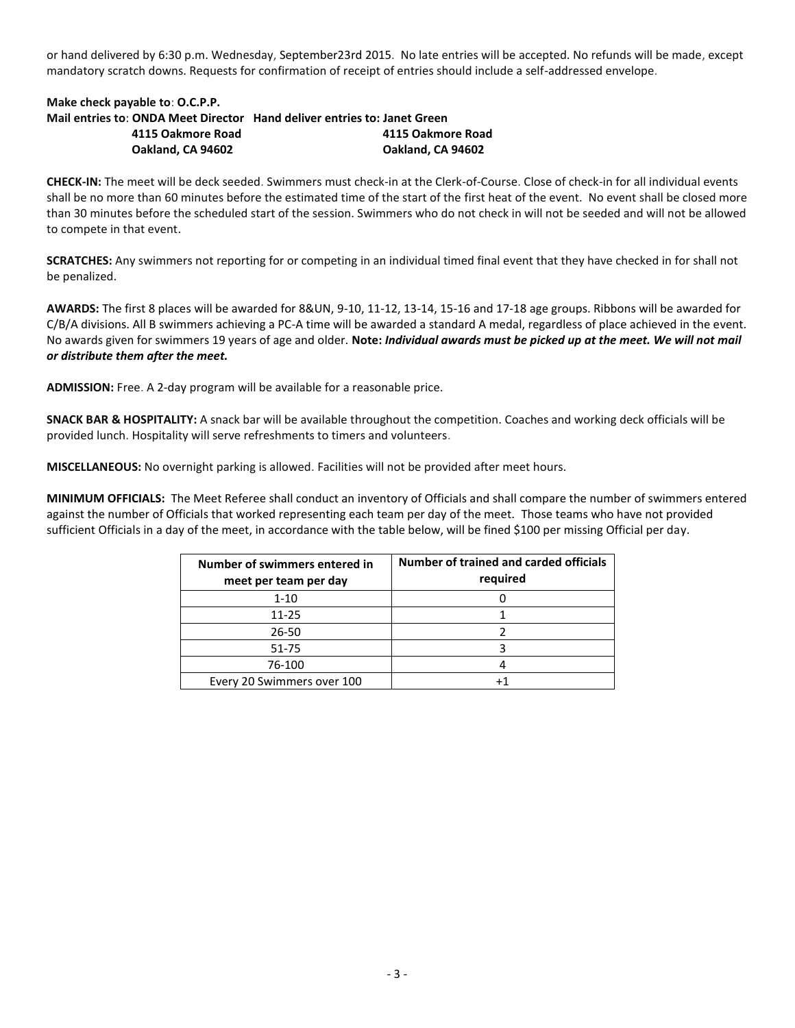or hand delivered by 6:30 p.m. Wednesday, September23rd 2015. No late entries will be accepted. No refunds will be made, except mandatory scratch downs. Requests for confirmation of receipt of entries should include a self-addressed envelope.

**Make check payable to**: **O.C.P.P.**

**Mail entries to**: **ONDA Meet Director**
**4115 Oakmore Road**
**Oakland, CA 94602**

**Hand deliver entries to: Janet Green**
**4115 Oakmore Road**
**Oakland, CA 94602**

**CHECK-IN:** The meet will be deck seeded. Swimmers must check-in at the Clerk-of-Course. Close of check-in for all individual events shall be no more than 60 minutes before the estimated time of the start of the first heat of the event. No event shall be closed more than 30 minutes before the scheduled start of the session. Swimmers who do not check in will not be seeded and will not be allowed to compete in that event.

**SCRATCHES:** Any swimmers not reporting for or competing in an individual timed final event that they have checked in for shall not be penalized.

**AWARDS:** The first 8 places will be awarded for 8&UN, 9-10, 11-12, 13-14, 15-16 and 17-18 age groups. Ribbons will be awarded for C/B/A divisions. All B swimmers achieving a PC-A time will be awarded a standard A medal, regardless of place achieved in the event. No awards given for swimmers 19 years of age and older. **Note:** ***Individual awards must be picked up at the meet. We will not mail or distribute them after the meet.***

**ADMISSION:** Free. A 2-day program will be available for a reasonable price.

**SNACK BAR & HOSPITALITY:** A snack bar will be available throughout the competition. Coaches and working deck officials will be provided lunch. Hospitality will serve refreshments to timers and volunteers.

**MISCELLANEOUS:** No overnight parking is allowed. Facilities will not be provided after meet hours.

**MINIMUM OFFICIALS:** The Meet Referee shall conduct an inventory of Officials and shall compare the number of swimmers entered against the number of Officials that worked representing each team per day of the meet. Those teams who have not provided sufficient Officials in a day of the meet, in accordance with the table below, will be fined $100 per missing Official per day.

| Number of swimmers entered in meet per team per day | Number of trained and carded officials required |
|---|---|
| 1-10 | 0 |
| 11-25 | 1 |
| 26-50 | 2 |
| 51-75 | 3 |
| 76-100 | 4 |
| Every 20 Swimmers over 100 | +1 |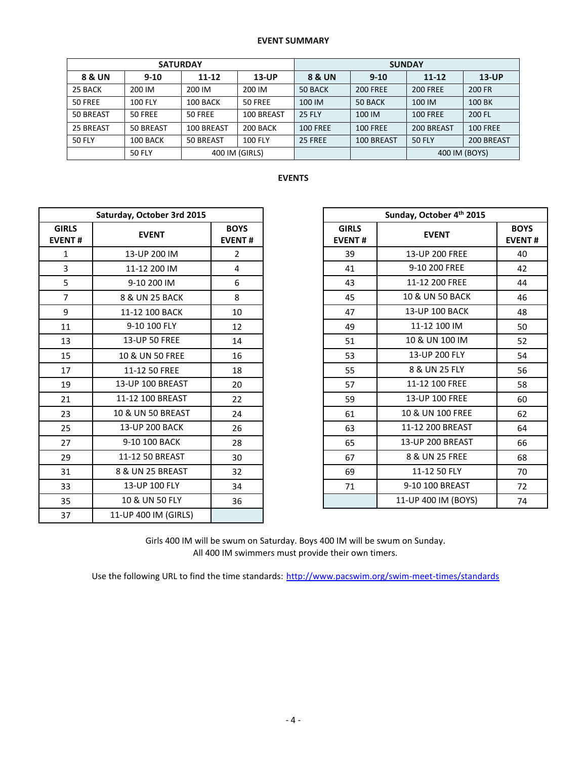## EVENT SUMMARY

| SATURDAY | | | | SUNDAY | | | |
|---|---|---|---|---|---|---|---|
| **8 & UN** | **9-10** | **11-12** | **13-UP** | **8 & UN** | **9-10** | **11-12** | **13-UP** |
| 25 BACK | 200 IM | 200 IM | 200 IM | 50 BACK | 200 FREE | 200 FREE | 200 FR |
| 50 FREE | 100 FLY | 100 BACK | 50 FREE | 100 IM | 50 BACK | 100 IM | 100 BK |
| 50 BREAST | 50 FREE | 50 FREE | 100 BREAST | 25 FLY | 100 IM | 100 FREE | 200 FL |
| 25 BREAST | 50 BREAST | 100 BREAST | 200 BACK | 100 FREE | 100 FREE | 200 BREAST | 100 FREE |
| 50 FLY | 100 BACK | 50 BREAST | 100 FLY | 25 FREE | 100 BREAST | 50 FLY | 200 BREAST |
| | 50 FLY | 400 IM (GIRLS) | | | | 400 IM (BOYS) | |

## EVENTS

| Saturday, October 3rd 2015 | | |
|---|---|---|
| **GIRLS EVENT #** | **EVENT** | **BOYS EVENT #** |
| 1 | 13-UP 200 IM | 2 |
| 3 | 11-12 200 IM | 4 |
| 5 | 9-10 200 IM | 6 |
| 7 | 8 & UN 25 BACK | 8 |
| 9 | 11-12 100 BACK | 10 |
| 11 | 9-10 100 FLY | 12 |
| 13 | 13-UP 50 FREE | 14 |
| 15 | 10 & UN 50 FREE | 16 |
| 17 | 11-12 50 FREE | 18 |
| 19 | 13-UP 100 BREAST | 20 |
| 21 | 11-12 100 BREAST | 22 |
| 23 | 10 & UN 50 BREAST | 24 |
| 25 | 13-UP 200 BACK | 26 |
| 27 | 9-10 100 BACK | 28 |
| 29 | 11-12 50 BREAST | 30 |
| 31 | 8 & UN 25 BREAST | 32 |
| 33 | 13-UP 100 FLY | 34 |
| 35 | 10 & UN 50 FLY | 36 |
| 37 | 11-UP 400 IM (GIRLS) | |

| Sunday, October 4th 2015 | | |
|---|---|---|
| **GIRLS EVENT #** | **EVENT** | **BOYS EVENT #** |
| 39 | 13-UP 200 FREE | 40 |
| 41 | 9-10 200 FREE | 42 |
| 43 | 11-12 200 FREE | 44 |
| 45 | 10 & UN 50 BACK | 46 |
| 47 | 13-UP 100 BACK | 48 |
| 49 | 11-12 100 IM | 50 |
| 51 | 10 & UN 100 IM | 52 |
| 53 | 13-UP 200 FLY | 54 |
| 55 | 8 & UN 25 FLY | 56 |
| 57 | 11-12 100 FREE | 58 |
| 59 | 13-UP 100 FREE | 60 |
| 61 | 10 & UN 100 FREE | 62 |
| 63 | 11-12 200 BREAST | 64 |
| 65 | 13-UP 200 BREAST | 66 |
| 67 | 8 & UN 25 FREE | 68 |
| 69 | 11-12 50 FLY | 70 |
| 71 | 9-10 100 BREAST | 72 |
| | 11-UP 400 IM (BOYS) | 74 |

Girls 400 IM will be swum on Saturday. Boys 400 IM will be swum on Sunday.
All 400 IM swimmers must provide their own timers.

Use the following URL to find the time standards: http://www.pacswim.org/swim-meet-times/standards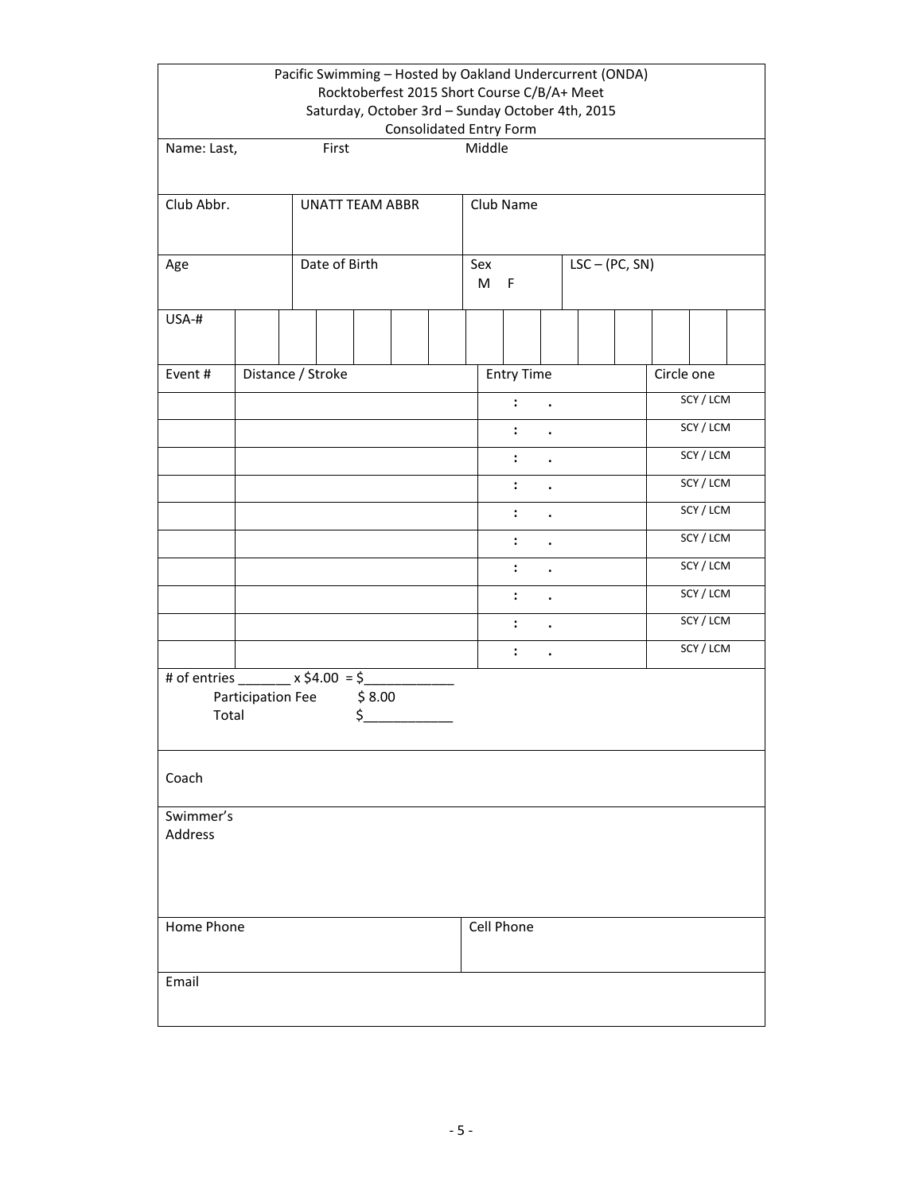Pacific Swimming – Hosted by Oakland Undercurrent (ONDA)
Rocktoberfest 2015 Short Course C/B/A+ Meet
Saturday, October 3rd – Sunday October 4th, 2015
Consolidated Entry Form

| Name: Last, | First | Middle | |
|---|---|---|---|
| Club Abbr. | UNATT TEAM ABBR | Club Name | |
| Age | Date of Birth | Sex M F | LSC – (PC, SN) |

| USA-# | | | | | | | | | | | | | | |
|---|---|---|---|---|---|---|---|---|---|---|---|---|---|---|

| Event # | Distance / Stroke | Entry Time | Circle one |
|---|---|---|---|
| | | : . | SCY / LCM |
| | | : . | SCY / LCM |
| | | : . | SCY / LCM |
| | | : . | SCY / LCM |
| | | : . | SCY / LCM |
| | | : . | SCY / LCM |
| | | : . | SCY / LCM |
| | | : . | SCY / LCM |
| | | : . | SCY / LCM |
| | | : . | SCY / LCM |

# of entries _______ x $4.00 = $____________
Participation Fee $ 8.00
Total $____________

| Coach | |
|---|---|
| Swimmer's Address | |
| Home Phone | Cell Phone |
| Email | |